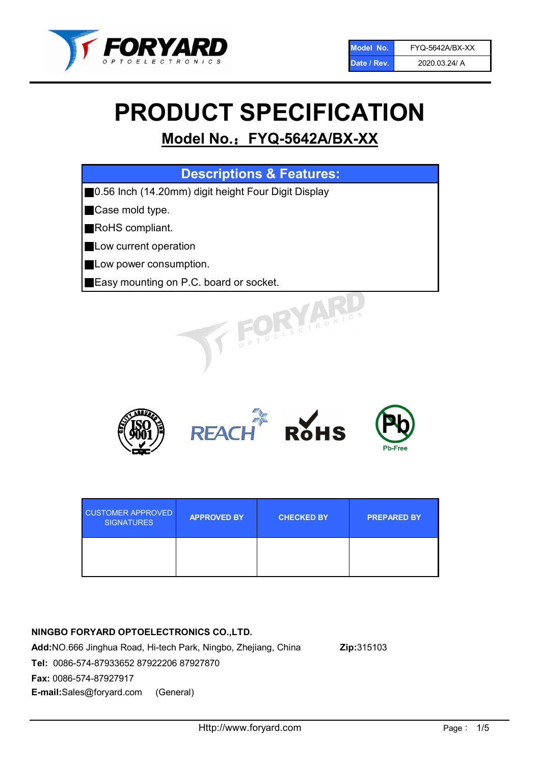| Model No. | FYQ-5642A/BX-XX |
| --- | --- |
| Date / Rev. | 2020.03.24/ A |

# PRODUCT SPECIFICATION

## Model No.：FYQ-5642A/BX-XX

| Descriptions & Features: |
| --- |
| ■0.56 Inch (14.20mm) digit height Four Digit Display |
| ■Case mold type. |
| ■RoHS compliant. |
| ■Low current operation |
| ■Low power consumption. |
| ■Easy mounting on P.C. board or socket. |

| CUSTOMER APPROVED SIGNATURES | APPROVED BY | CHECKED BY | PREPARED BY |
| --- | --- | --- | --- |
| | | | |

**NINGBO FORYARD OPTOELECTRONICS CO.,LTD.**

**Add:** NO.666 Jinghua Road, Hi-tech Park, Ningbo, Zhejiang, China **Zip:** 315103

**Tel:** 0086-574-87933652 87922206 87927870

**Fax:** 0086-574-87927917

**E-mail:** Sales@foryard.com (General)

Http://www.foryard.com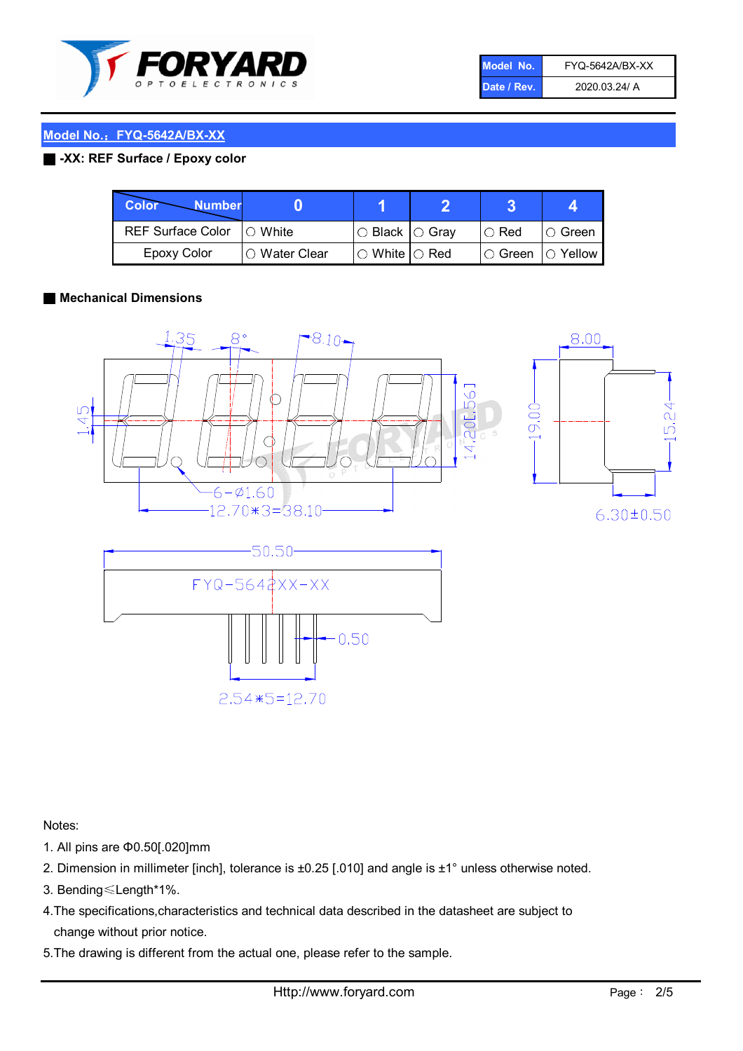| Model No. | FYQ-5642A/BX-XX |
| --- | --- |
| Date / Rev. | 2020.03.24/ A |

## Model No.：FYQ-5642A/BX-XX

### -XX: REF Surface / Epoxy color

| Color \ Number | 0 | 1 | 2 | 3 | 4 |
| --- | --- | --- | --- | --- | --- |
| REF Surface Color | ○ White | ○ Black | ○ Gray | ○ Red | ○ Green |
| Epoxy Color | ○ Water Clear | ○ White | ○ Red | ○ Green | ○ Yellow |

### Mechanical Dimensions

1.35  8°  8.10  8.00

1.45  14.20[.56]  19.00  15.24

6-Ø1.60  12.70*3=38.10  6.30±0.50

50.50

FYQ-5642XX-XX

0.50

2.54*5=12.70

Notes:

1. All pins are Φ0.50[.020]mm
2. Dimension in millimeter [inch], tolerance is ±0.25 [.010] and angle is ±1° unless otherwise noted.
3. Bending≤Length*1%.
4. The specifications,characteristics and technical data described in the datasheet are subject to change without prior notice.
5. The drawing is different from the actual one, please refer to the sample.

Http://www.foryard.com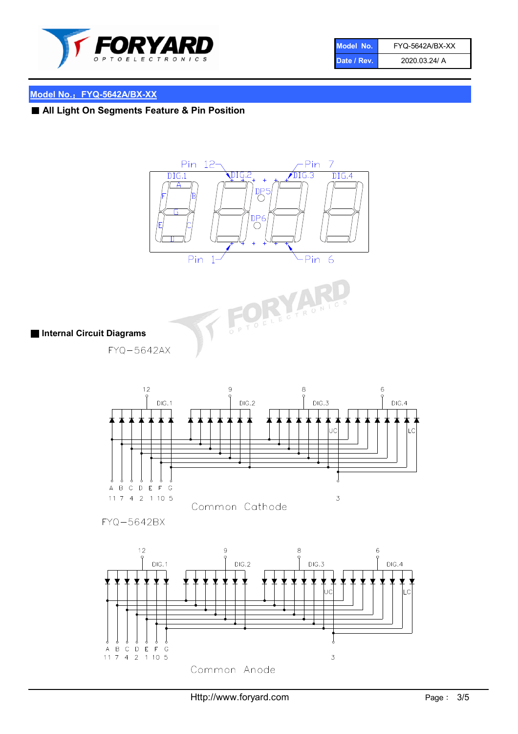## Model No.：FYQ-5642A/BX-XX

### ■ All Light On Segments Feature & Pin Position

Pin 12 — DIG.1, DIG.2, DIG.3, DIG.4 — Pin 7

A, B, C, D, E, F, G, DP5, DP6

Pin 1 — Pin 6

### ■ Internal Circuit Diagrams

FYQ−5642AX

| A | B | C | D | E | F | G | DIG.1 | DIG.2 | DIG.3 | DIG.4 | UC/LC |
|---|---|---|---|---|---|---|---|---|---|---|---|
| 11 | 7 | 4 | 2 | 1 | 10 | 5 | 12 | 9 | 8 | 6 | 3 |

Common Cathode

FYQ−5642BX

| A | B | C | D | E | F | G | DIG.1 | DIG.2 | DIG.3 | DIG.4 | UC/LC |
|---|---|---|---|---|---|---|---|---|---|---|---|
| 11 | 7 | 4 | 2 | 1 | 10 | 5 | 12 | 9 | 8 | 6 | 3 |

Common Anode

Http://www.foryard.com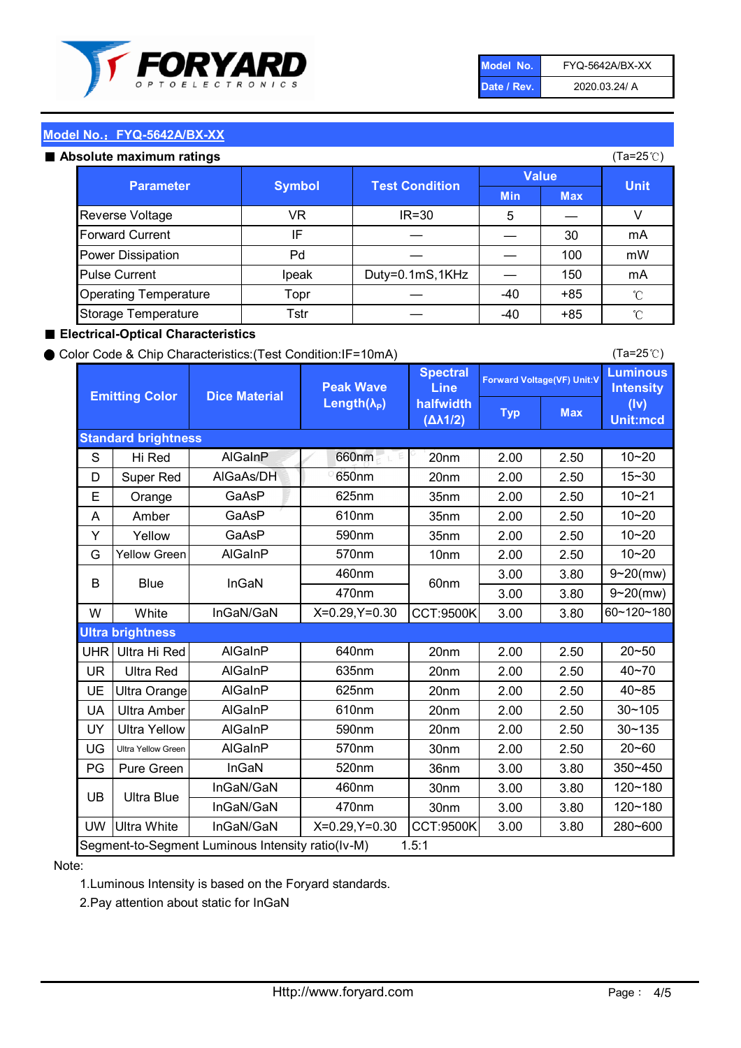| Model No. | FYQ-5642A/BX-XX |
|---|---|
| Date / Rev. | 2020.03.24/ A |

## Model No.：FYQ-5642A/BX-XX

### ■ Absolute maximum ratings

(Ta=25℃)

| Parameter | Symbol | Test Condition | Value | | Unit |
|---|---|---|---|---|---|
| | | | Min | Max | |
| Reverse Voltage | VR | IR=30 | 5 | — | V |
| Forward Current | IF | — | — | 30 | mA |
| Power Dissipation | Pd | — | — | 100 | mW |
| Pulse Current | Ipeak | Duty=0.1mS,1KHz | — | 150 | mA |
| Operating Temperature | Topr | — | -40 | +85 | ℃ |
| Storage Temperature | Tstr | — | -40 | +85 | ℃ |

### ■ Electrical-Optical Characteristics

● Color Code & Chip Characteristics:(Test Condition:IF=10mA)

(Ta=25℃)

| Emitting Color | | Dice Material | Peak Wave Length($\lambda_P$) | Spectral Line halfwidth ($\Delta\lambda1/2$) | Forward Voltage(VF) Unit:V | | Luminous Intensity (Iv) Unit:mcd |
|---|---|---|---|---|---|---|---|
| | | | | | Typ | Max | |
| **Standard brightness** | | | | | | | |
| S | Hi Red | AlGaInP | 660nm | 20nm | 2.00 | 2.50 | 10~20 |
| D | Super Red | AlGaAs/DH | 650nm | 20nm | 2.00 | 2.50 | 15~30 |
| E | Orange | GaAsP | 625nm | 35nm | 2.00 | 2.50 | 10~21 |
| A | Amber | GaAsP | 610nm | 35nm | 2.00 | 2.50 | 10~20 |
| Y | Yellow | GaAsP | 590nm | 35nm | 2.00 | 2.50 | 10~20 |
| G | Yellow Green | AlGaInP | 570nm | 10nm | 2.00 | 2.50 | 10~20 |
| B | Blue | InGaN | 460nm | 60nm | 3.00 | 3.80 | 9~20(mw) |
| | | | 470nm | | 3.00 | 3.80 | 9~20(mw) |
| W | White | InGaN/GaN | X=0.29,Y=0.30 | CCT:9500K | 3.00 | 3.80 | 60~120~180 |
| **Ultra brightness** | | | | | | | |
| UHR | Ultra Hi Red | AlGaInP | 640nm | 20nm | 2.00 | 2.50 | 20~50 |
| UR | Ultra Red | AlGaInP | 635nm | 20nm | 2.00 | 2.50 | 40~70 |
| UE | Ultra Orange | AlGaInP | 625nm | 20nm | 2.00 | 2.50 | 40~85 |
| UA | Ultra Amber | AlGaInP | 610nm | 20nm | 2.00 | 2.50 | 30~105 |
| UY | Ultra Yellow | AlGaInP | 590nm | 20nm | 2.00 | 2.50 | 30~135 |
| UG | Ultra Yellow Green | AlGaInP | 570nm | 30nm | 2.00 | 2.50 | 20~60 |
| PG | Pure Green | InGaN | 520nm | 36nm | 3.00 | 3.80 | 350~450 |
| UB | Ultra Blue | InGaN/GaN | 460nm | 30nm | 3.00 | 3.80 | 120~180 |
| | | InGaN/GaN | 470nm | 30nm | 3.00 | 3.80 | 120~180 |
| UW | Ultra White | InGaN/GaN | X=0.29,Y=0.30 | CCT:9500K | 3.00 | 3.80 | 280~600 |
| Segment-to-Segment Luminous Intensity ratio(Iv-M) | | | | 1.5:1 | | | |

Note:

1.Luminous Intensity is based on the Foryard standards.

2.Pay attention about static for InGaN

Http://www.foryard.com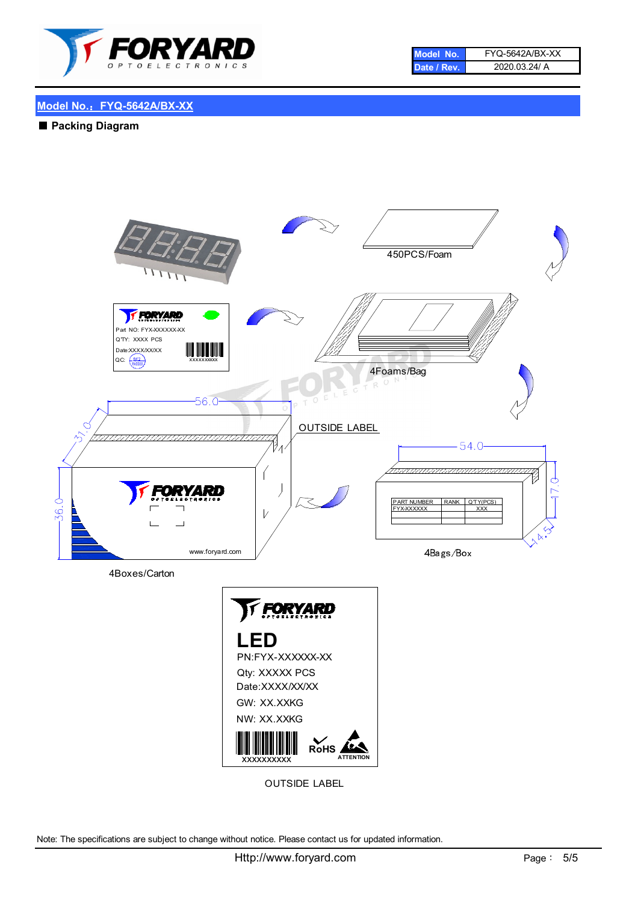| Model No. | FYQ-5642A/BX-XX |
| --- | --- |
| Date / Rev. | 2020.03.24/ A |

## Model No.：FYQ-5642A/BX-XX

### ■ Packing Diagram

450PCS/Foam

FORYARD
Part NO: FYX-XXXXXXX-XX
Q'TY: XXXX PCS
Date:XXXX/XX/XX
QC:
XXXXXXXXXX

4Foams/Bag

56.0
31.0
36.0

OUTSIDE LABEL

54.0
17.0
14.5

| PART NUMBER | RANK | Q'TY(PCS) |
| --- | --- | --- |
| FYX-XXXXXX | | XXX |

www.foryard.com

4Boxes/Carton

4Bags/Box

FORYARD
LED
PN:FYX-XXXXXX-XX
Qty: XXXXX PCS
Date:XXXX/XX/XX
GW: XX.XXKG
NW: XX.XXKG
XXXXXXXXXX
RoHS
ATTENTION

OUTSIDE LABEL

Note: The specifications are subject to change without notice. Please contact us for updated information.